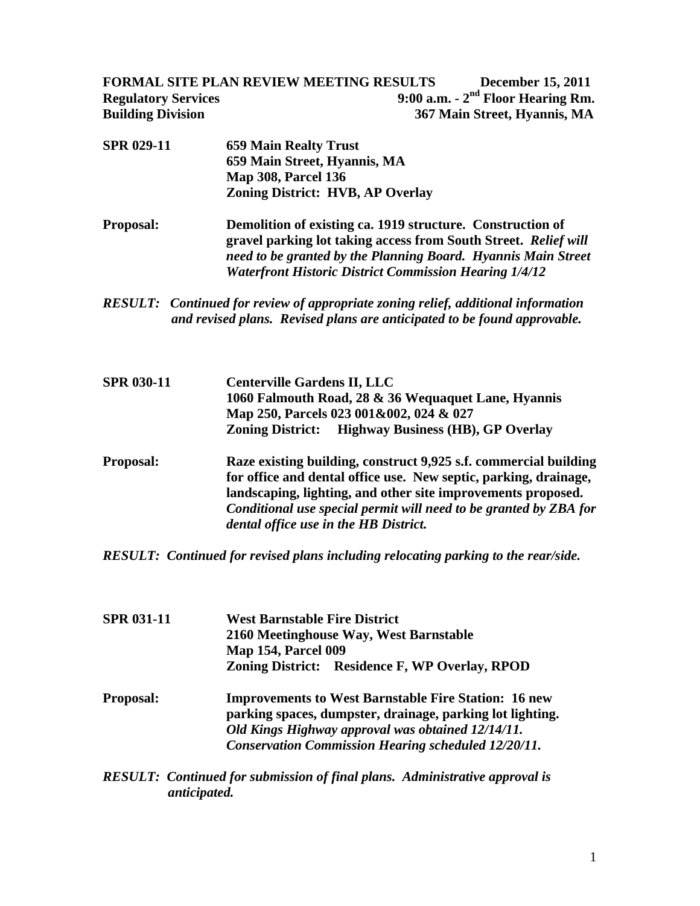**FORMAL SITE PLAN REVIEW MEETING RESULTS** **December 15, 2011**
**Regulatory Services** **9:00 a.m. - 2nd Floor Hearing Rm.**
**Building Division** **367 Main Street, Hyannis, MA**

**SPR 029-11** **659 Main Realty Trust**
**659 Main Street, Hyannis, MA**
**Map 308, Parcel 136**
**Zoning District: HVB, AP Overlay**

**Proposal:** **Demolition of existing ca. 1919 structure. Construction of gravel parking lot taking access from South Street.** ***Relief will need to be granted by the Planning Board. Hyannis Main Street Waterfront Historic District Commission Hearing 1/4/12***

***RESULT: Continued for review of appropriate zoning relief, additional information and revised plans. Revised plans are anticipated to be found approvable.***

**SPR 030-11** **Centerville Gardens II, LLC**
**1060 Falmouth Road, 28 & 36 Wequaquet Lane, Hyannis**
**Map 250, Parcels 023 001&002, 024 & 027**
**Zoning District: Highway Business (HB), GP Overlay**

**Proposal:** **Raze existing building, construct 9,925 s.f. commercial building for office and dental office use. New septic, parking, drainage, landscaping, lighting, and other site improvements proposed.** ***Conditional use special permit will need to be granted by ZBA for dental office use in the HB District.***

***RESULT: Continued for revised plans including relocating parking to the rear/side.***

**SPR 031-11** **West Barnstable Fire District**
**2160 Meetinghouse Way, West Barnstable**
**Map 154, Parcel 009**
**Zoning District: Residence F, WP Overlay, RPOD**

**Proposal:** **Improvements to West Barnstable Fire Station: 16 new parking spaces, dumpster, drainage, parking lot lighting.** ***Old Kings Highway approval was obtained 12/14/11. Conservation Commission Hearing scheduled 12/20/11.***

***RESULT: Continued for submission of final plans. Administrative approval is anticipated.***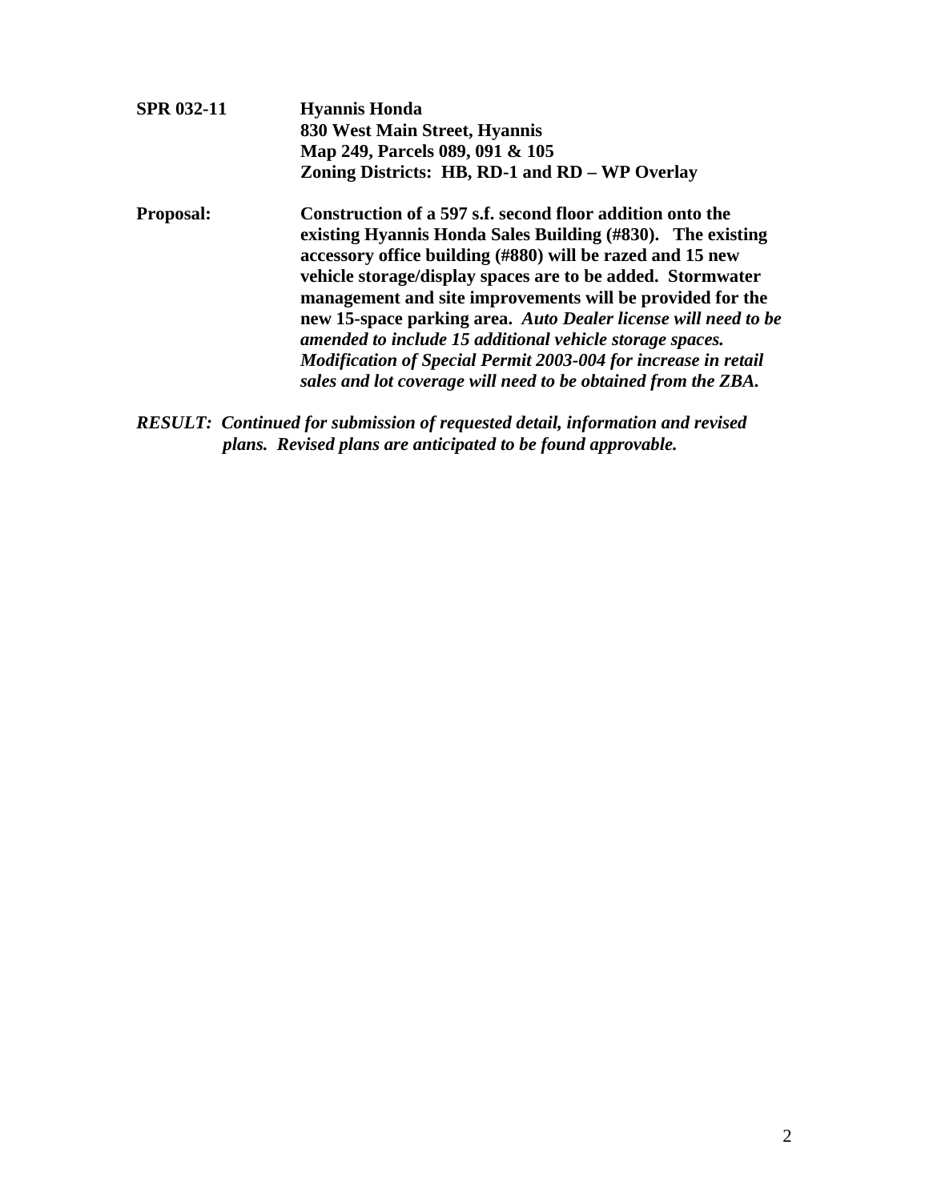**SPR 032-11** **Hyannis Honda**
**830 West Main Street, Hyannis**
**Map 249, Parcels 089, 091 & 105**
**Zoning Districts: HB, RD-1 and RD – WP Overlay**

**Proposal:** **Construction of a 597 s.f. second floor addition onto the existing Hyannis Honda Sales Building (#830). The existing accessory office building (#880) will be razed and 15 new vehicle storage/display spaces are to be added. Stormwater management and site improvements will be provided for the new 15-space parking area.** ***Auto Dealer license will need to be amended to include 15 additional vehicle storage spaces. Modification of Special Permit 2003-004 for increase in retail sales and lot coverage will need to be obtained from the ZBA.***

***RESULT: Continued for submission of requested detail, information and revised plans. Revised plans are anticipated to be found approvable.***